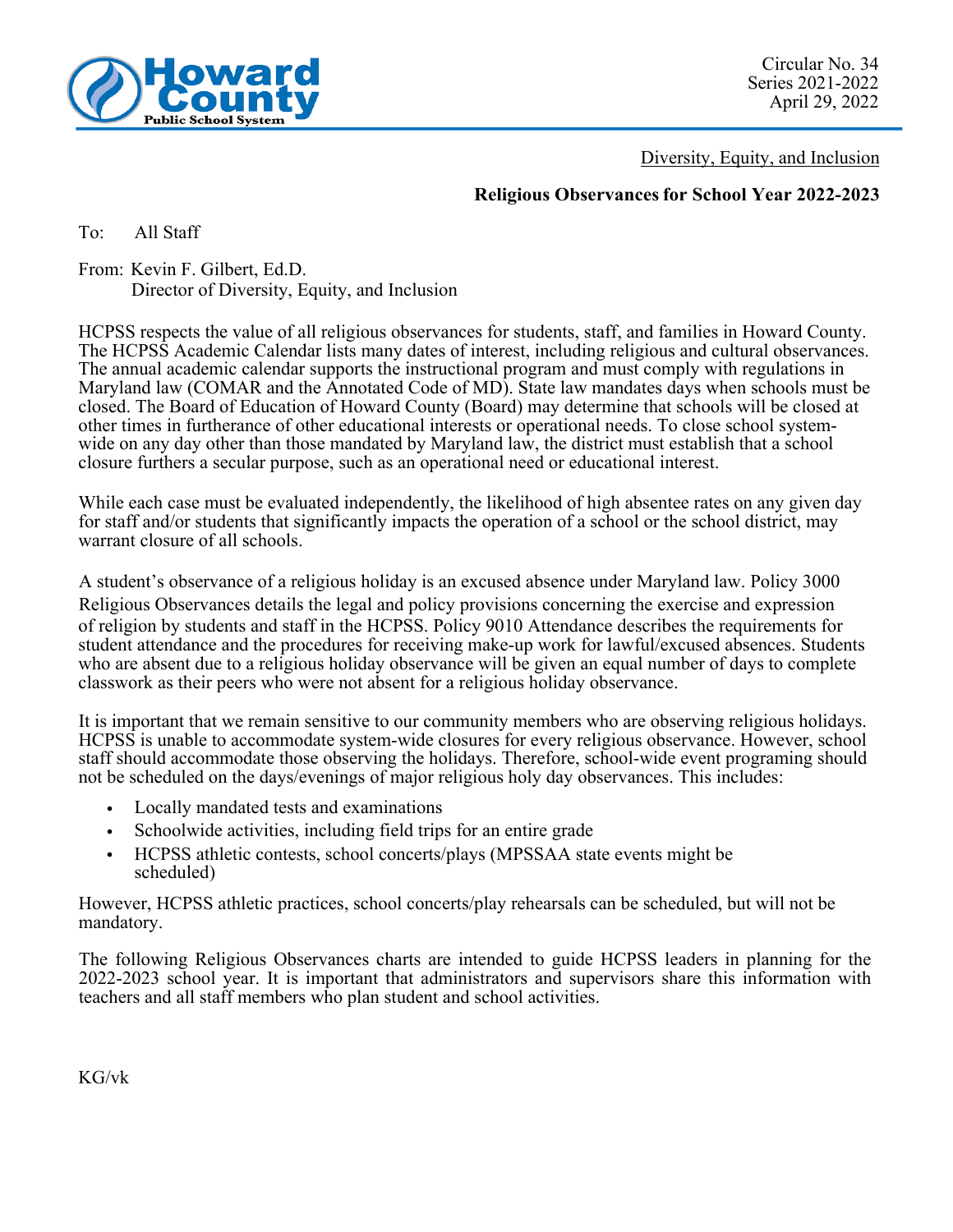Howard County Public School System

Circular No. 34
Series 2021-2022
April 29, 2022

Diversity, Equity, and Inclusion

**Religious Observances for School Year 2022-2023**

To: All Staff

From: Kevin F. Gilbert, Ed.D.
Director of Diversity, Equity, and Inclusion

HCPSS respects the value of all religious observances for students, staff, and families in Howard County. The HCPSS Academic Calendar lists many dates of interest, including religious and cultural observances. The annual academic calendar supports the instructional program and must comply with regulations in Maryland law (COMAR and the Annotated Code of MD). State law mandates days when schools must be closed. The Board of Education of Howard County (Board) may determine that schools will be closed at other times in furtherance of other educational interests or operational needs. To close school system-wide on any day other than those mandated by Maryland law, the district must establish that a school closure furthers a secular purpose, such as an operational need or educational interest.

While each case must be evaluated independently, the likelihood of high absentee rates on any given day for staff and/or students that significantly impacts the operation of a school or the school district, may warrant closure of all schools.

A student's observance of a religious holiday is an excused absence under Maryland law. Policy 3000 Religious Observances details the legal and policy provisions concerning the exercise and expression of religion by students and staff in the HCPSS. Policy 9010 Attendance describes the requirements for student attendance and the procedures for receiving make-up work for lawful/excused absences. Students who are absent due to a religious holiday observance will be given an equal number of days to complete classwork as their peers who were not absent for a religious holiday observance.

It is important that we remain sensitive to our community members who are observing religious holidays. HCPSS is unable to accommodate system-wide closures for every religious observance. However, school staff should accommodate those observing the holidays. Therefore, school-wide event programing should not be scheduled on the days/evenings of major religious holy day observances. This includes:

- Locally mandated tests and examinations
- Schoolwide activities, including field trips for an entire grade
- HCPSS athletic contests, school concerts/plays (MPSSAA state events might be scheduled)

However, HCPSS athletic practices, school concerts/play rehearsals can be scheduled, but will not be mandatory.

The following Religious Observances charts are intended to guide HCPSS leaders in planning for the 2022-2023 school year. It is important that administrators and supervisors share this information with teachers and all staff members who plan student and school activities.

KG/vk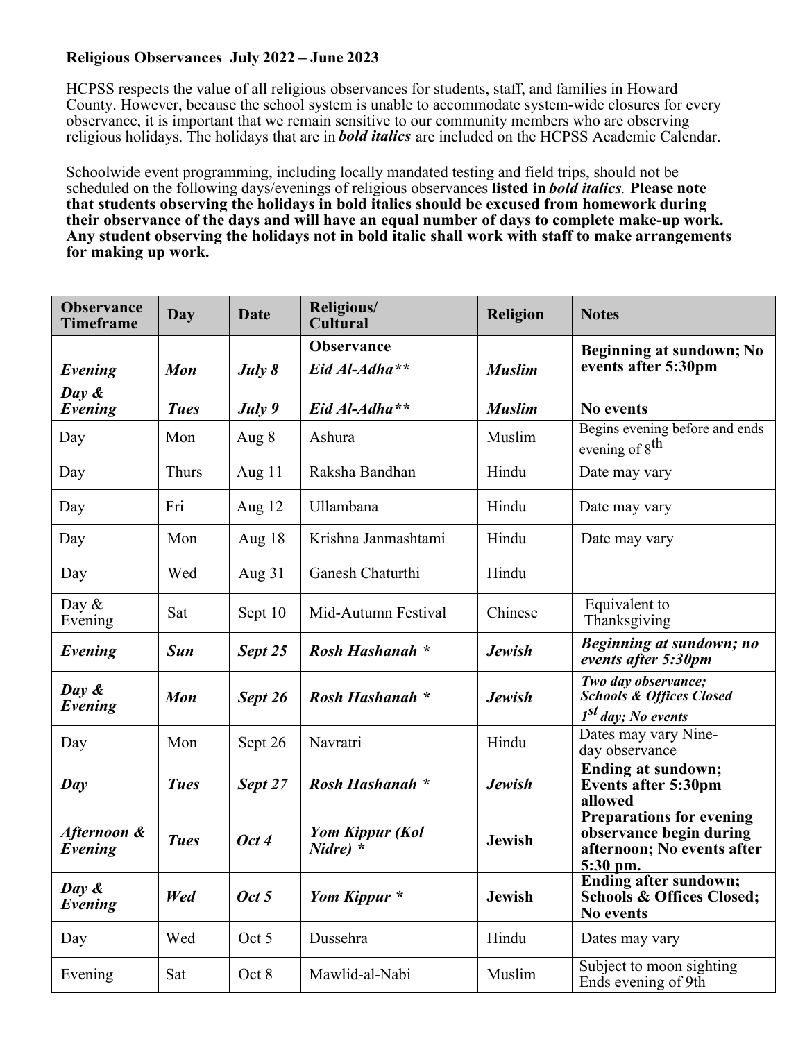**Religious Observances July 2022 – June 2023**

HCPSS respects the value of all religious observances for students, staff, and families in Howard County. However, because the school system is unable to accommodate system-wide closures for every observance, it is important that we remain sensitive to our community members who are observing religious holidays. The holidays that are in ***bold italics*** are included on the HCPSS Academic Calendar.

Schoolwide event programming, including locally mandated testing and field trips, should not be scheduled on the following days/evenings of religious observances **listed in *bold italics*. Please note that students observing the holidays in bold italics should be excused from homework during their observance of the days and will have an equal number of days to complete make-up work. Any student observing the holidays not in bold italic shall work with staff to make arrangements for making up work.**

| Observance Timeframe | Day | Date | Religious/ Cultural Observance | Religion | Notes |
|---|---|---|---|---|---|
| ***Evening*** | ***Mon*** | ***July 8*** | ***Eid Al-Adha**** | ***Muslim*** | **Beginning at sundown; No events after 5:30pm** |
| ***Day & Evening*** | ***Tues*** | ***July 9*** | ***Eid Al-Adha**** | ***Muslim*** | **No events** |
| Day | Mon | Aug 8 | Ashura | Muslim | Begins evening before and ends evening of 8th |
| Day | Thurs | Aug 11 | Raksha Bandhan | Hindu | Date may vary |
| Day | Fri | Aug 12 | Ullambana | Hindu | Date may vary |
| Day | Mon | Aug 18 | Krishna Janmashtami | Hindu | Date may vary |
| Day | Wed | Aug 31 | Ganesh Chaturthi | Hindu | |
| Day & Evening | Sat | Sept 10 | Mid-Autumn Festival | Chinese | Equivalent to Thanksgiving |
| ***Evening*** | ***Sun*** | ***Sept 25*** | ***Rosh Hashanah **** | ***Jewish*** | ***Beginning at sundown; no events after 5:30pm*** |
| ***Day & Evening*** | ***Mon*** | ***Sept 26*** | ***Rosh Hashanah **** | ***Jewish*** | ***Two day observance; Schools & Offices Closed 1st day; No events*** |
| Day | Mon | Sept 26 | Navratri | Hindu | Dates may vary Nine-day observance |
| ***Day*** | ***Tues*** | ***Sept 27*** | ***Rosh Hashanah **** | ***Jewish*** | **Ending at sundown; Events after 5:30pm allowed** |
| ***Afternoon & Evening*** | ***Tues*** | ***Oct 4*** | ***Yom Kippur (Kol Nidre) **** | **Jewish** | **Preparations for evening observance begin during afternoon; No events after 5:30 pm.** |
| ***Day & Evening*** | ***Wed*** | ***Oct 5*** | ***Yom Kippur **** | **Jewish** | **Ending after sundown; Schools & Offices Closed; No events** |
| Day | Wed | Oct 5 | Dussehra | Hindu | Dates may vary |
| Evening | Sat | Oct 8 | Mawlid-al-Nabi | Muslim | Subject to moon sighting Ends evening of 9th |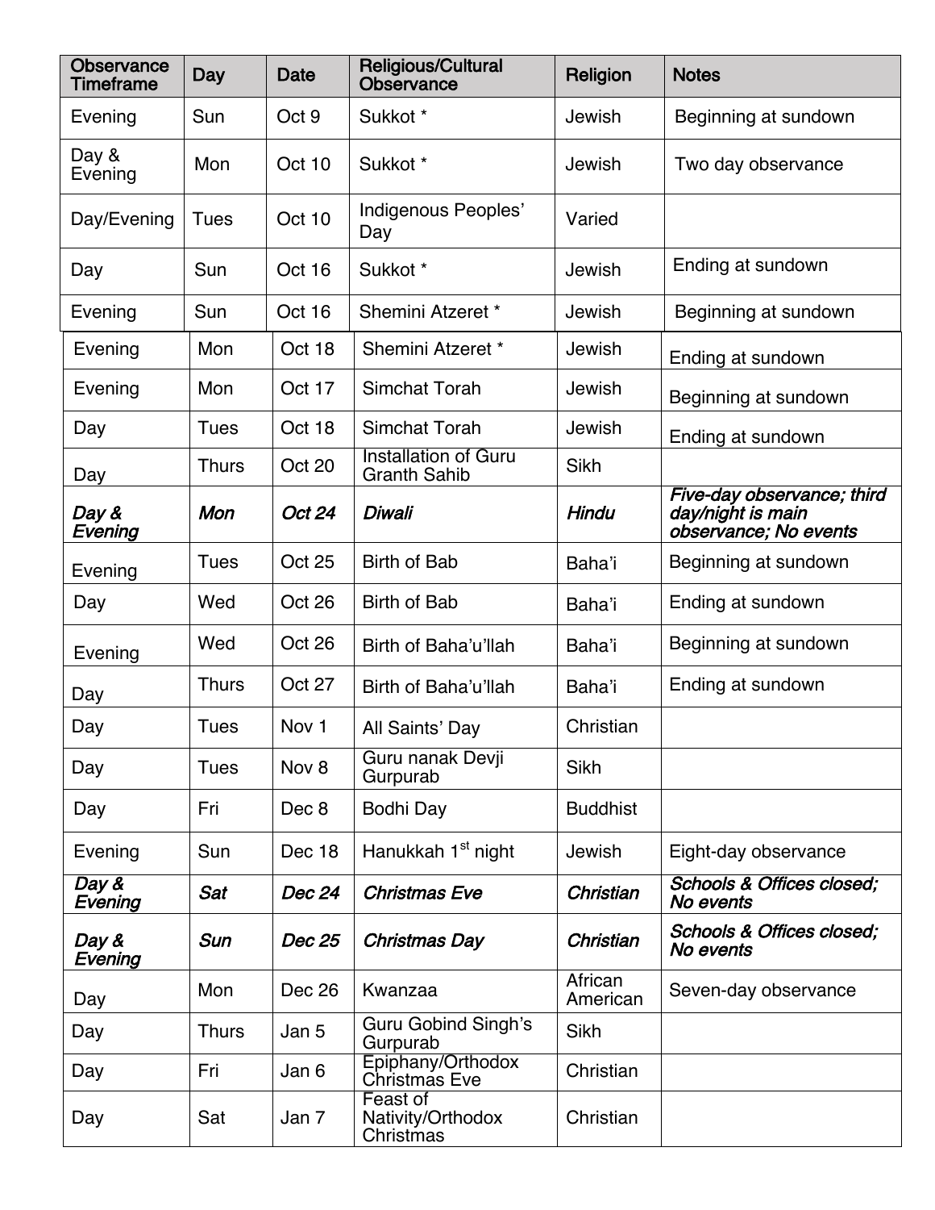| Observance Timeframe | Day | Date | Religious/Cultural Observance | Religion | Notes |
|---|---|---|---|---|---|
| Evening | Sun | Oct 9 | Sukkot * | Jewish | Beginning at sundown |
| Day & Evening | Mon | Oct 10 | Sukkot * | Jewish | Two day observance |
| Day/Evening | Tues | Oct 10 | Indigenous Peoples' Day | Varied | |
| Day | Sun | Oct 16 | Sukkot * | Jewish | Ending at sundown |
| Evening | Sun | Oct 16 | Shemini Atzeret * | Jewish | Beginning at sundown |
| Evening | Mon | Oct 18 | Shemini Atzeret * | Jewish | Ending at sundown |
| Evening | Mon | Oct 17 | Simchat Torah | Jewish | Beginning at sundown |
| Day | Tues | Oct 18 | Simchat Torah | Jewish | Ending at sundown |
| Day | Thurs | Oct 20 | Installation of Guru Granth Sahib | Sikh | |
| ***Day & Evening*** | ***Mon*** | ***Oct 24*** | ***Diwali*** | ***Hindu*** | ***Five-day observance; third day/night is main observance; No events*** |
| Evening | Tues | Oct 25 | Birth of Bab | Baha'i | Beginning at sundown |
| Day | Wed | Oct 26 | Birth of Bab | Baha'i | Ending at sundown |
| Evening | Wed | Oct 26 | Birth of Baha'u'llah | Baha'i | Beginning at sundown |
| Day | Thurs | Oct 27 | Birth of Baha'u'llah | Baha'i | Ending at sundown |
| Day | Tues | Nov 1 | All Saints' Day | Christian | |
| Day | Tues | Nov 8 | Guru nanak Devji Gurpurab | Sikh | |
| Day | Fri | Dec 8 | Bodhi Day | Buddhist | |
| Evening | Sun | Dec 18 | Hanukkah 1st night | Jewish | Eight-day observance |
| ***Day & Evening*** | ***Sat*** | ***Dec 24*** | ***Christmas Eve*** | ***Christian*** | ***Schools & Offices closed; No events*** |
| ***Day & Evening*** | ***Sun*** | ***Dec 25*** | ***Christmas Day*** | ***Christian*** | ***Schools & Offices closed; No events*** |
| Day | Mon | Dec 26 | Kwanzaa | African American | Seven-day observance |
| Day | Thurs | Jan 5 | Guru Gobind Singh's Gurpurab | Sikh | |
| Day | Fri | Jan 6 | Epiphany/Orthodox Christmas Eve | Christian | |
| Day | Sat | Jan 7 | Feast of Nativity/Orthodox Christmas | Christian | |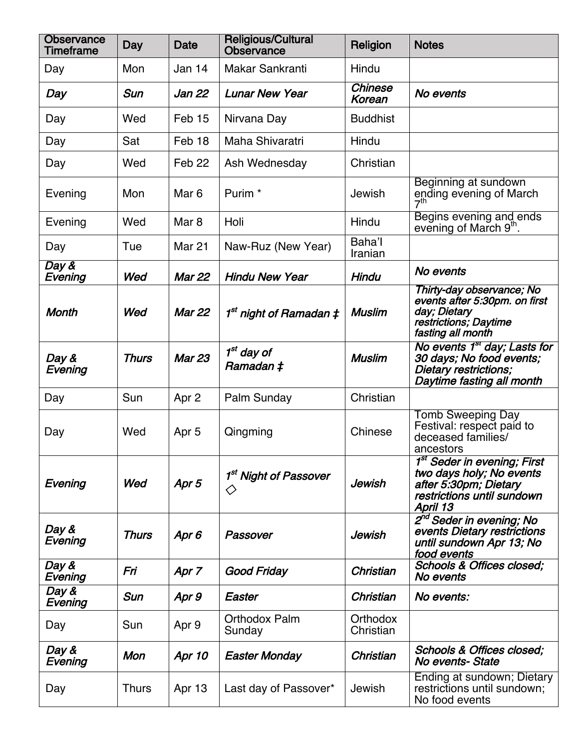| Observance Timeframe | Day | Date | Religious/Cultural Observance | Religion | Notes |
|---|---|---|---|---|---|
| Day | Mon | Jan 14 | Makar Sankranti | Hindu | |
| ***Day*** | ***Sun*** | ***Jan 22*** | ***Lunar New Year*** | ***Chinese Korean*** | ***No events*** |
| Day | Wed | Feb 15 | Nirvana Day | Buddhist | |
| Day | Sat | Feb 18 | Maha Shivaratri | Hindu | |
| Day | Wed | Feb 22 | Ash Wednesday | Christian | |
| Evening | Mon | Mar 6 | Purim * | Jewish | Beginning at sundown ending evening of March 7th |
| Evening | Wed | Mar 8 | Holi | Hindu | Begins evening and ends evening of March 9th. |
| Day | Tue | Mar 21 | Naw-Ruz (New Year) | Baha'I Iranian | |
| ***Day & Evening*** | ***Wed*** | ***Mar 22*** | ***Hindu New Year*** | ***Hindu*** | ***No events*** |
| ***Month*** | ***Wed*** | ***Mar 22*** | ***1st night of Ramadan ‡*** | ***Muslim*** | ***Thirty-day observance; No events after 5:30pm. on first day; Dietary restrictions; Daytime fasting all month*** |
| ***Day & Evening*** | ***Thurs*** | ***Mar 23*** | ***1st day of Ramadan ‡*** | ***Muslim*** | ***No events 1st day; Lasts for 30 days; No food events; Dietary restrictions; Daytime fasting all month*** |
| Day | Sun | Apr 2 | Palm Sunday | Christian | |
| Day | Wed | Apr 5 | Qingming | Chinese | Tomb Sweeping Day Festival: respect paid to deceased families/ ancestors |
| ***Evening*** | ***Wed*** | ***Apr 5*** | ***1st Night of Passover ◇*** | ***Jewish*** | ***1st Seder in evening; First two days holy; No events after 5:30pm; Dietary restrictions until sundown April 13*** |
| ***Day & Evening*** | ***Thurs*** | ***Apr 6*** | ***Passover*** | ***Jewish*** | ***2nd Seder in evening; No events Dietary restrictions until sundown Apr 13; No food events*** |
| ***Day & Evening*** | ***Fri*** | ***Apr 7*** | ***Good Friday*** | ***Christian*** | ***Schools & Offices closed; No events*** |
| ***Day & Evening*** | ***Sun*** | ***Apr 9*** | ***Easter*** | ***Christian*** | ***No events:*** |
| Day | Sun | Apr 9 | Orthodox Palm Sunday | Orthodox Christian | |
| ***Day & Evening*** | ***Mon*** | ***Apr 10*** | ***Easter Monday*** | ***Christian*** | ***Schools & Offices closed; No events- State*** |
| Day | Thurs | Apr 13 | Last day of Passover* | Jewish | Ending at sundown; Dietary restrictions until sundown; No food events |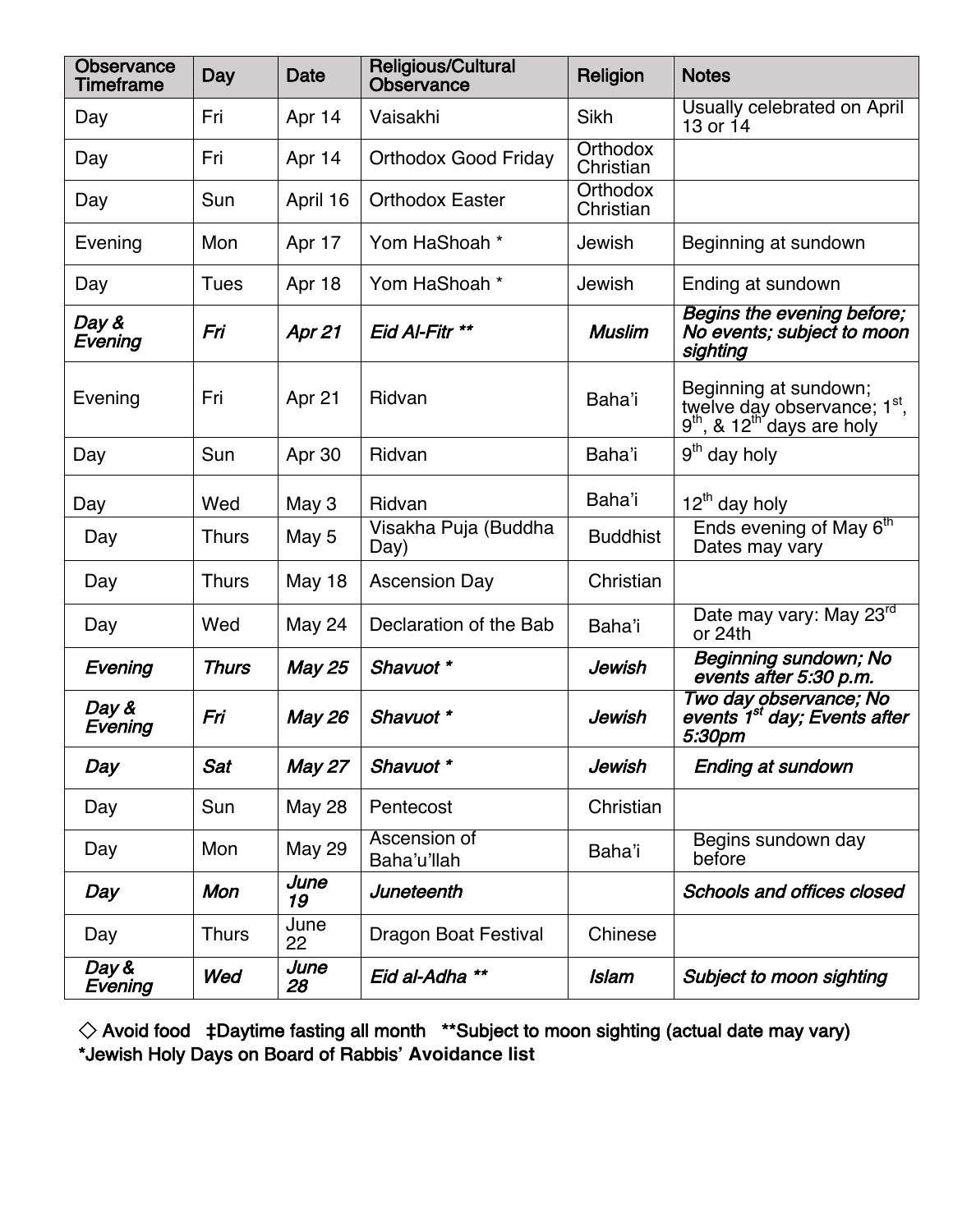| Observance Timeframe | Day | Date | Religious/Cultural Observance | Religion | Notes |
|---|---|---|---|---|---|
| Day | Fri | Apr 14 | Vaisakhi | Sikh | Usually celebrated on April 13 or 14 |
| Day | Fri | Apr 14 | Orthodox Good Friday | Orthodox Christian | |
| Day | Sun | April 16 | Orthodox Easter | Orthodox Christian | |
| Evening | Mon | Apr 17 | Yom HaShoah * | Jewish | Beginning at sundown |
| Day | Tues | Apr 18 | Yom HaShoah * | Jewish | Ending at sundown |
| *Day & Evening* | *Fri* | *Apr 21* | *Eid Al-Fitr *** | *Muslim* | *Begins the evening before; No events; subject to moon sighting* |
| Evening | Fri | Apr 21 | Ridvan | Baha'i | Beginning at sundown; twelve day observance; 1st, 9th, & 12th days are holy |
| Day | Sun | Apr 30 | Ridvan | Baha'i | 9th day holy |
| Day | Wed | May 3 | Ridvan | Baha'i | 12th day holy |
| Day | Thurs | May 5 | Visakha Puja (Buddha Day) | Buddhist | Ends evening of May 6th Dates may vary |
| Day | Thurs | May 18 | Ascension Day | Christian | |
| Day | Wed | May 24 | Declaration of the Bab | Baha'i | Date may vary: May 23rd or 24th |
| *Evening* | *Thurs* | *May 25* | *Shavuot ** | *Jewish* | *Beginning sundown; No events after 5:30 p.m.* |
| *Day & Evening* | *Fri* | *May 26* | *Shavuot ** | *Jewish* | *Two day observance; No events 1st day; Events after 5:30pm* |
| *Day* | *Sat* | *May 27* | *Shavuot ** | *Jewish* | *Ending at sundown* |
| Day | Sun | May 28 | Pentecost | Christian | |
| Day | Mon | May 29 | Ascension of Baha'u'llah | Baha'i | Begins sundown day before |
| *Day* | *Mon* | *June 19* | *Juneteenth* | | *Schools and offices closed* |
| Day | Thurs | June 22 | Dragon Boat Festival | Chinese | |
| *Day & Evening* | *Wed* | *June 28* | *Eid al-Adha *** | *Islam* | *Subject to moon sighting* |

**◇ Avoid food ‡Daytime fasting all month **Subject to moon sighting (actual date may vary)**
***Jewish Holy Days on Board of Rabbis' Avoidance list**